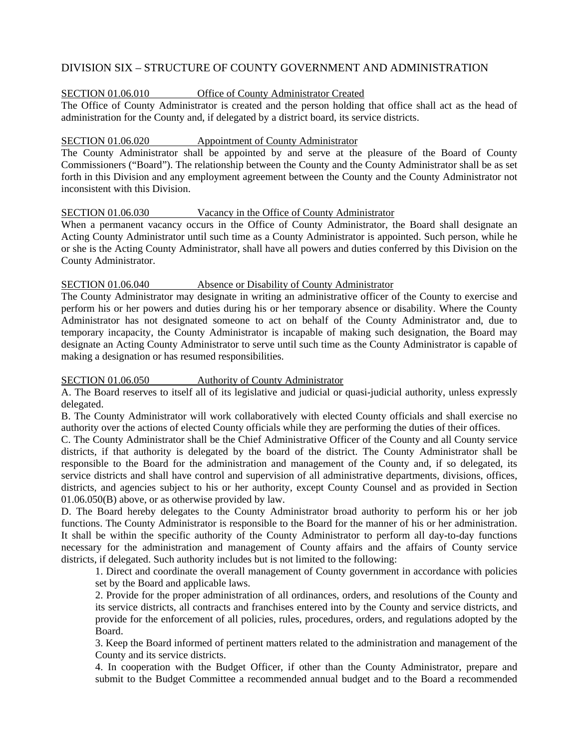# DIVISION SIX – STRUCTURE OF COUNTY GOVERNMENT AND ADMINISTRATION

## SECTION 01.06.010 Office of County Administrator Created

The Office of County Administrator is created and the person holding that office shall act as the head of administration for the County and, if delegated by a district board, its service districts.

## SECTION 01.06.020 Appointment of County Administrator

The County Administrator shall be appointed by and serve at the pleasure of the Board of County Commissioners ("Board"). The relationship between the County and the County Administrator shall be as set forth in this Division and any employment agreement between the County and the County Administrator not inconsistent with this Division.

## SECTION 01.06.030 Vacancy in the Office of County Administrator

When a permanent vacancy occurs in the Office of County Administrator, the Board shall designate an Acting County Administrator until such time as a County Administrator is appointed. Such person, while he or she is the Acting County Administrator, shall have all powers and duties conferred by this Division on the County Administrator.

## SECTION 01.06.040 Absence or Disability of County Administrator

The County Administrator may designate in writing an administrative officer of the County to exercise and perform his or her powers and duties during his or her temporary absence or disability. Where the County Administrator has not designated someone to act on behalf of the County Administrator and, due to temporary incapacity, the County Administrator is incapable of making such designation, the Board may designate an Acting County Administrator to serve until such time as the County Administrator is capable of making a designation or has resumed responsibilities.

## SECTION 01.06.050 Authority of County Administrator

A. The Board reserves to itself all of its legislative and judicial or quasi-judicial authority, unless expressly delegated.

B. The County Administrator will work collaboratively with elected County officials and shall exercise no authority over the actions of elected County officials while they are performing the duties of their offices.

C. The County Administrator shall be the Chief Administrative Officer of the County and all County service districts, if that authority is delegated by the board of the district. The County Administrator shall be responsible to the Board for the administration and management of the County and, if so delegated, its service districts and shall have control and supervision of all administrative departments, divisions, offices, districts, and agencies subject to his or her authority, except County Counsel and as provided in Section 01.06.050(B) above, or as otherwise provided by law.

D. The Board hereby delegates to the County Administrator broad authority to perform his or her job functions. The County Administrator is responsible to the Board for the manner of his or her administration. It shall be within the specific authority of the County Administrator to perform all day-to-day functions necessary for the administration and management of County affairs and the affairs of County service districts, if delegated. Such authority includes but is not limited to the following:

1. Direct and coordinate the overall management of County government in accordance with policies set by the Board and applicable laws.
2. Provide for the proper administration of all ordinances, orders, and resolutions of the County and its service districts, all contracts and franchises entered into by the County and service districts, and provide for the enforcement of all policies, rules, procedures, orders, and regulations adopted by the Board.
3. Keep the Board informed of pertinent matters related to the administration and management of the County and its service districts.
4. In cooperation with the Budget Officer, if other than the County Administrator, prepare and submit to the Budget Committee a recommended annual budget and to the Board a recommended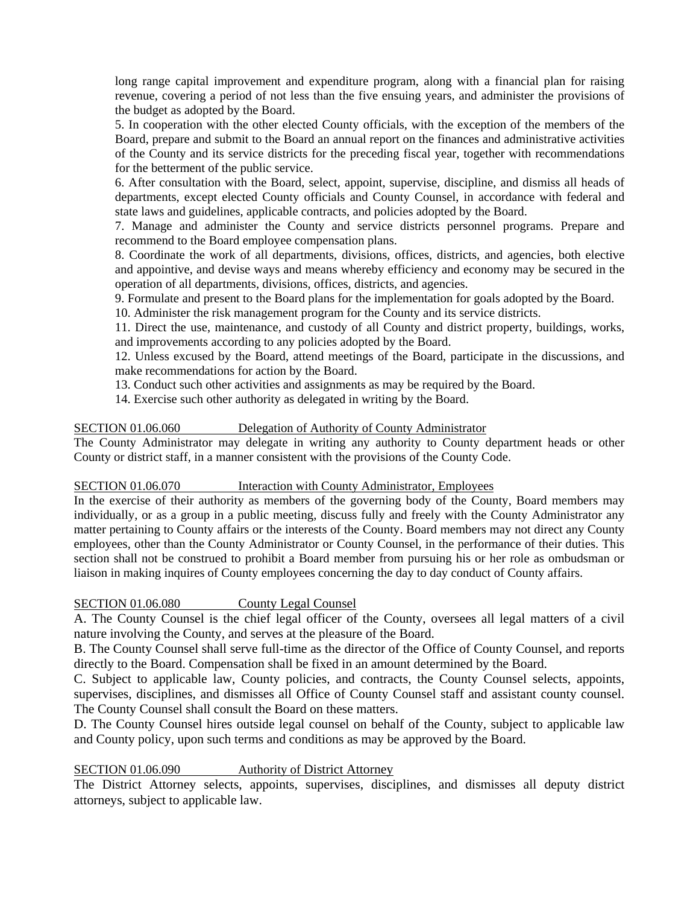long range capital improvement and expenditure program, along with a financial plan for raising revenue, covering a period of not less than the five ensuing years, and administer the provisions of the budget as adopted by the Board.

5. In cooperation with the other elected County officials, with the exception of the members of the Board, prepare and submit to the Board an annual report on the finances and administrative activities of the County and its service districts for the preceding fiscal year, together with recommendations for the betterment of the public service.

6. After consultation with the Board, select, appoint, supervise, discipline, and dismiss all heads of departments, except elected County officials and County Counsel, in accordance with federal and state laws and guidelines, applicable contracts, and policies adopted by the Board.

7. Manage and administer the County and service districts personnel programs. Prepare and recommend to the Board employee compensation plans.

8. Coordinate the work of all departments, divisions, offices, districts, and agencies, both elective and appointive, and devise ways and means whereby efficiency and economy may be secured in the operation of all departments, divisions, offices, districts, and agencies.

9. Formulate and present to the Board plans for the implementation for goals adopted by the Board.

10. Administer the risk management program for the County and its service districts.

11. Direct the use, maintenance, and custody of all County and district property, buildings, works, and improvements according to any policies adopted by the Board.

12. Unless excused by the Board, attend meetings of the Board, participate in the discussions, and make recommendations for action by the Board.

13. Conduct such other activities and assignments as may be required by the Board.

14. Exercise such other authority as delegated in writing by the Board.

SECTION 01.06.060 Delegation of Authority of County Administrator

The County Administrator may delegate in writing any authority to County department heads or other County or district staff, in a manner consistent with the provisions of the County Code.

SECTION 01.06.070 Interaction with County Administrator, Employees

In the exercise of their authority as members of the governing body of the County, Board members may individually, or as a group in a public meeting, discuss fully and freely with the County Administrator any matter pertaining to County affairs or the interests of the County. Board members may not direct any County employees, other than the County Administrator or County Counsel, in the performance of their duties. This section shall not be construed to prohibit a Board member from pursuing his or her role as ombudsman or liaison in making inquires of County employees concerning the day to day conduct of County affairs.

SECTION 01.06.080 County Legal Counsel

A. The County Counsel is the chief legal officer of the County, oversees all legal matters of a civil nature involving the County, and serves at the pleasure of the Board.

B. The County Counsel shall serve full-time as the director of the Office of County Counsel, and reports directly to the Board. Compensation shall be fixed in an amount determined by the Board.

C. Subject to applicable law, County policies, and contracts, the County Counsel selects, appoints, supervises, disciplines, and dismisses all Office of County Counsel staff and assistant county counsel. The County Counsel shall consult the Board on these matters.

D. The County Counsel hires outside legal counsel on behalf of the County, subject to applicable law and County policy, upon such terms and conditions as may be approved by the Board.

SECTION 01.06.090 Authority of District Attorney

The District Attorney selects, appoints, supervises, disciplines, and dismisses all deputy district attorneys, subject to applicable law.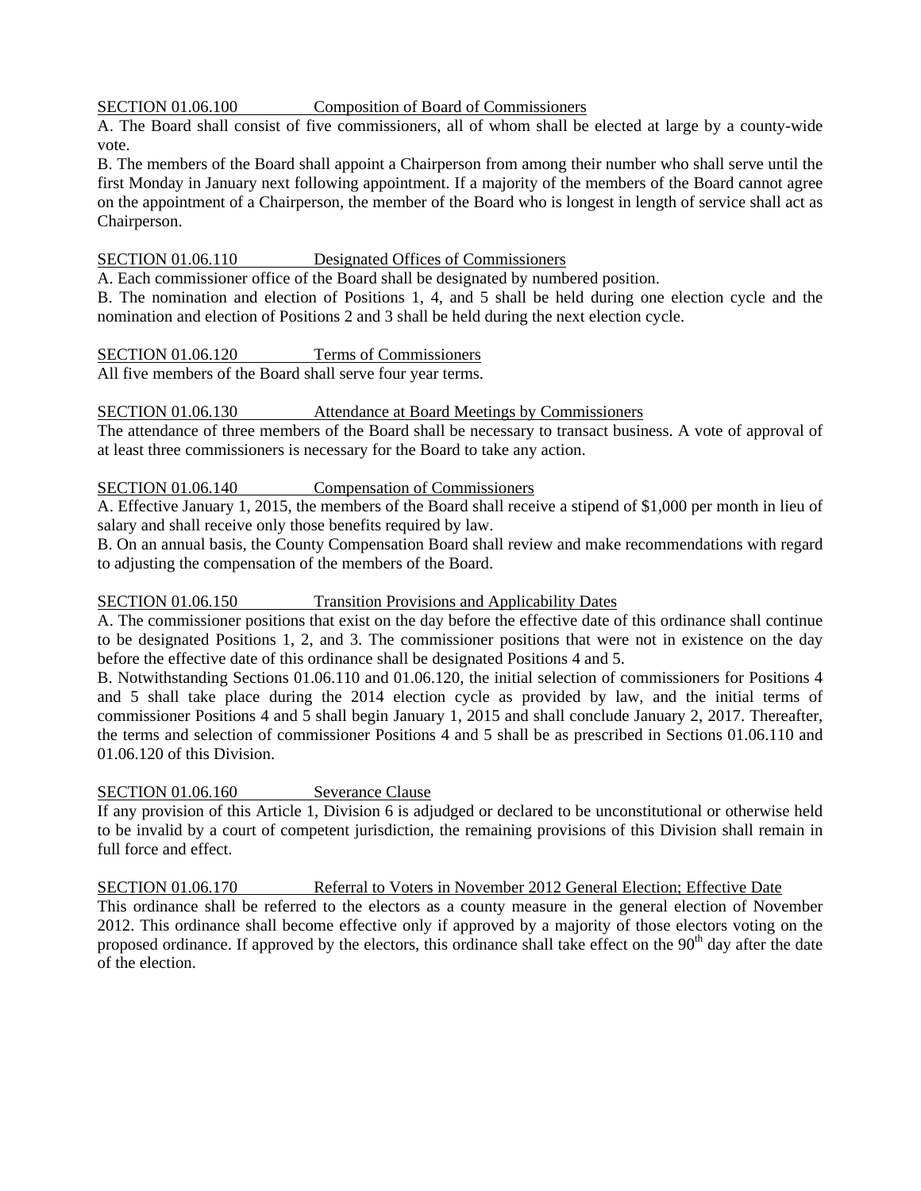SECTION 01.06.100 Composition of Board of Commissioners

A. The Board shall consist of five commissioners, all of whom shall be elected at large by a county-wide vote.

B. The members of the Board shall appoint a Chairperson from among their number who shall serve until the first Monday in January next following appointment. If a majority of the members of the Board cannot agree on the appointment of a Chairperson, the member of the Board who is longest in length of service shall act as Chairperson.

SECTION 01.06.110 Designated Offices of Commissioners

A. Each commissioner office of the Board shall be designated by numbered position.

B. The nomination and election of Positions 1, 4, and 5 shall be held during one election cycle and the nomination and election of Positions 2 and 3 shall be held during the next election cycle.

SECTION 01.06.120 Terms of Commissioners

All five members of the Board shall serve four year terms.

SECTION 01.06.130 Attendance at Board Meetings by Commissioners

The attendance of three members of the Board shall be necessary to transact business. A vote of approval of at least three commissioners is necessary for the Board to take any action.

SECTION 01.06.140 Compensation of Commissioners

A. Effective January 1, 2015, the members of the Board shall receive a stipend of $1,000 per month in lieu of salary and shall receive only those benefits required by law.

B. On an annual basis, the County Compensation Board shall review and make recommendations with regard to adjusting the compensation of the members of the Board.

SECTION 01.06.150 Transition Provisions and Applicability Dates

A. The commissioner positions that exist on the day before the effective date of this ordinance shall continue to be designated Positions 1, 2, and 3. The commissioner positions that were not in existence on the day before the effective date of this ordinance shall be designated Positions 4 and 5.

B. Notwithstanding Sections 01.06.110 and 01.06.120, the initial selection of commissioners for Positions 4 and 5 shall take place during the 2014 election cycle as provided by law, and the initial terms of commissioner Positions 4 and 5 shall begin January 1, 2015 and shall conclude January 2, 2017. Thereafter, the terms and selection of commissioner Positions 4 and 5 shall be as prescribed in Sections 01.06.110 and 01.06.120 of this Division.

SECTION 01.06.160 Severance Clause

If any provision of this Article 1, Division 6 is adjudged or declared to be unconstitutional or otherwise held to be invalid by a court of competent jurisdiction, the remaining provisions of this Division shall remain in full force and effect.

SECTION 01.06.170 Referral to Voters in November 2012 General Election; Effective Date

This ordinance shall be referred to the electors as a county measure in the general election of November 2012. This ordinance shall become effective only if approved by a majority of those electors voting on the proposed ordinance. If approved by the electors, this ordinance shall take effect on the 90th day after the date of the election.